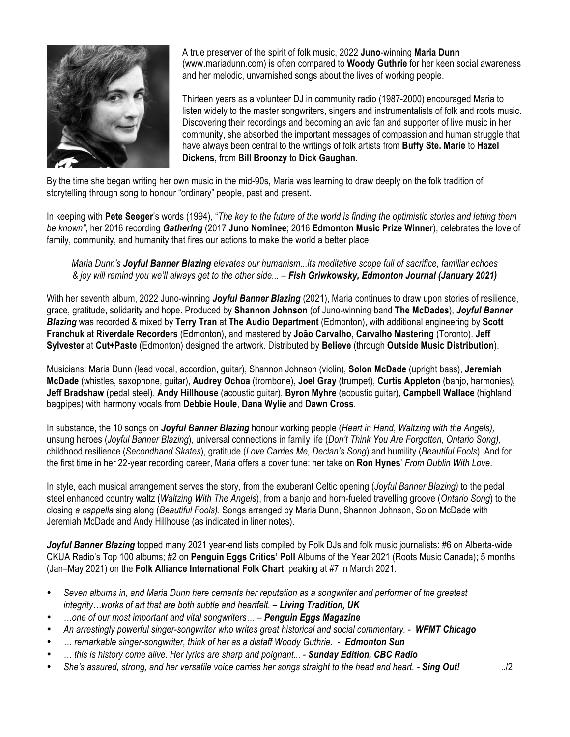A true preserver of the spirit of folk music, 2022 **Juno**-winning **Maria Dunn** (www.mariadunn.com) is often compared to **Woody Guthrie** for her keen social awareness and her melodic, unvarnished songs about the lives of working people.

Thirteen years as a volunteer DJ in community radio (1987-2000) encouraged Maria to listen widely to the master songwriters, singers and instrumentalists of folk and roots music. Discovering their recordings and becoming an avid fan and supporter of live music in her community, she absorbed the important messages of compassion and human struggle that have always been central to the writings of folk artists from **Buffy Ste. Marie** to **Hazel Dickens**, from **Bill Broonzy** to **Dick Gaughan**.

By the time she began writing her own music in the mid-90s, Maria was learning to draw deeply on the folk tradition of storytelling through song to honour "ordinary" people, past and present.

In keeping with **Pete Seeger**'s words (1994), "*The key to the future of the world is finding the optimistic stories and letting them be known"*, her 2016 recording ***Gathering*** (2017 **Juno Nominee**; 2016 **Edmonton Music Prize Winner**), celebrates the love of family, community, and humanity that fires our actions to make the world a better place.

> *Maria Dunn's **Joyful Banner Blazing** elevates our humanism...its meditative scope full of sacrifice, familiar echoes & joy will remind you we'll always get to the other side... – **Fish Griwkowsky, Edmonton Journal (January 2021)***

With her seventh album, 2022 Juno-winning ***Joyful Banner Blazing*** (2021), Maria continues to draw upon stories of resilience, grace, gratitude, solidarity and hope. Produced by **Shannon Johnson** (of Juno-winning band **The McDades**), ***Joyful Banner Blazing*** was recorded & mixed by **Terry Tran** at **The Audio Department** (Edmonton), with additional engineering by **Scott Franchuk** at **Riverdale Recorders** (Edmonton), and mastered by **João Carvalho**, **Carvalho Mastering** (Toronto). **Jeff Sylvester** at **Cut+Paste** (Edmonton) designed the artwork. Distributed by **Believe** (through **Outside Music Distribution**).

Musicians: Maria Dunn (lead vocal, accordion, guitar), Shannon Johnson (violin), **Solon McDade** (upright bass), **Jeremiah McDade** (whistles, saxophone, guitar), **Audrey Ochoa** (trombone), **Joel Gray** (trumpet), **Curtis Appleton** (banjo, harmonies), **Jeff Bradshaw** (pedal steel), **Andy Hillhouse** (acoustic guitar), **Byron Myhre** (acoustic guitar), **Campbell Wallace** (highland bagpipes) with harmony vocals from **Debbie Houle**, **Dana Wylie** and **Dawn Cross**.

In substance, the 10 songs on ***Joyful Banner Blazing*** honour working people (*Heart in Hand*, *Waltzing with the Angels),* unsung heroes (*Joyful Banner Blazing*), universal connections in family life (*Don't Think You Are Forgotten, Ontario Song),* childhood resilience (*Secondhand Skates*), gratitude (*Love Carries Me, Declan's Song*) and humility (*Beautiful Fools*). And for the first time in her 22-year recording career, Maria offers a cover tune: her take on **Ron Hynes**' *From Dublin With Love*.

In style, each musical arrangement serves the story, from the exuberant Celtic opening (*Joyful Banner Blazing)* to the pedal steel enhanced country waltz (*Waltzing With The Angels*), from a banjo and horn-fueled travelling groove (*Ontario Song*) to the closing *a cappella* sing along (*Beautiful Fools)*. Songs arranged by Maria Dunn, Shannon Johnson, Solon McDade with Jeremiah McDade and Andy Hillhouse (as indicated in liner notes).

***Joyful Banner Blazing*** topped many 2021 year-end lists compiled by Folk DJs and folk music journalists: #6 on Alberta-wide CKUA Radio's Top 100 albums; #2 on **Penguin Eggs Critics' Poll** Albums of the Year 2021 (Roots Music Canada); 5 months (Jan–May 2021) on the **Folk Alliance International Folk Chart**, peaking at #7 in March 2021.

- *Seven albums in, and Maria Dunn here cements her reputation as a songwriter and performer of the greatest integrity…works of art that are both subtle and heartfelt.* – ***Living Tradition, UK***
- *…one of our most important and vital songwriters…* – ***Penguin Eggs Magazine***
- *An arrestingly powerful singer-songwriter who writes great historical and social commentary.* - ***WFMT Chicago***
- *… remarkable singer-songwriter, think of her as a distaff Woody Guthrie.* - ***Edmonton Sun***
- *… this is history come alive. Her lyrics are sharp and poignant...* - ***Sunday Edition, CBC Radio***
- *She's assured, strong, and her versatile voice carries her songs straight to the head and heart.* - ***Sing Out!***

../2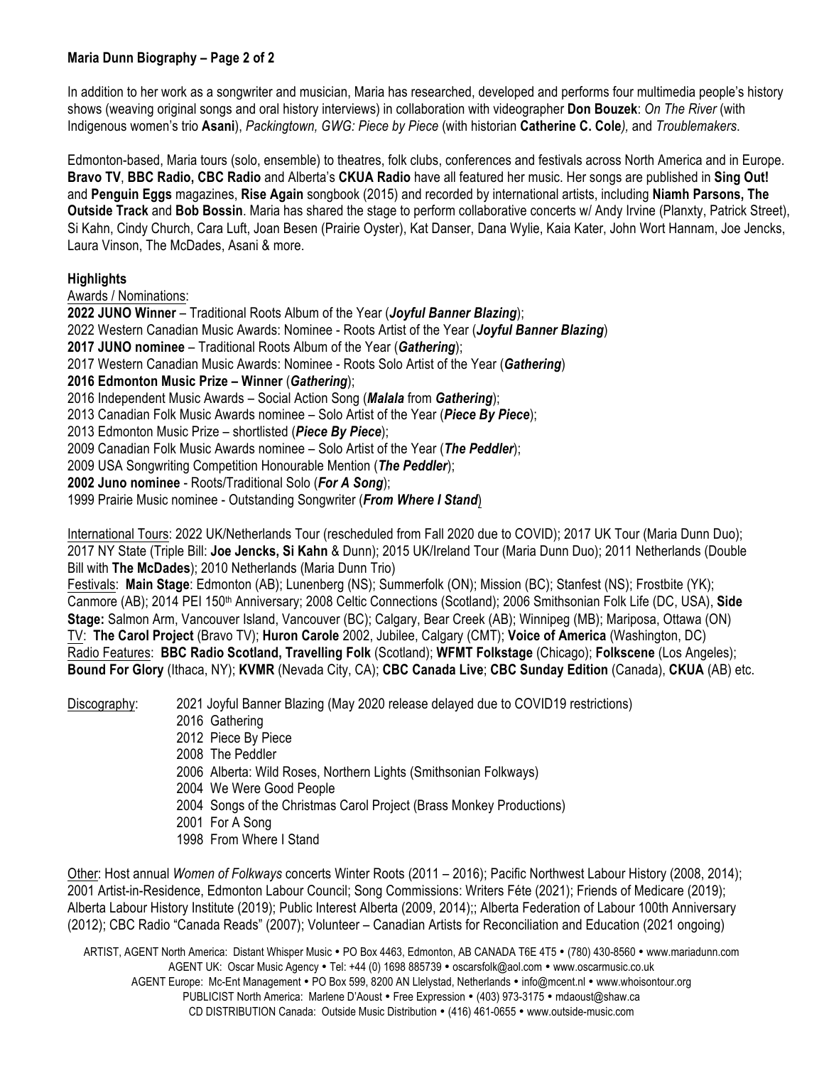**Maria Dunn Biography – Page 2 of 2**

In addition to her work as a songwriter and musician, Maria has researched, developed and performs four multimedia people's history shows (weaving original songs and oral history interviews) in collaboration with videographer **Don Bouzek**: *On The River* (with Indigenous women's trio **Asani**), *Packingtown, GWG: Piece by Piece* (with historian **Catherine C. Cole**), and *Troublemakers*.

Edmonton-based, Maria tours (solo, ensemble) to theatres, folk clubs, conferences and festivals across North America and in Europe. **Bravo TV**, **BBC Radio, CBC Radio** and Alberta's **CKUA Radio** have all featured her music. Her songs are published in **Sing Out!** and **Penguin Eggs** magazines, **Rise Again** songbook (2015) and recorded by international artists, including **Niamh Parsons, The Outside Track** and **Bob Bossin**. Maria has shared the stage to perform collaborative concerts w/ Andy Irvine (Planxty, Patrick Street), Si Kahn, Cindy Church, Cara Luft, Joan Besen (Prairie Oyster), Kat Danser, Dana Wylie, Kaia Kater, John Wort Hannam, Joe Jencks, Laura Vinson, The McDades, Asani & more.

**Highlights**

Awards / Nominations:

**2022 JUNO Winner** – Traditional Roots Album of the Year (***Joyful Banner Blazing***);
2022 Western Canadian Music Awards: Nominee - Roots Artist of the Year (***Joyful Banner Blazing***)
**2017 JUNO nominee** – Traditional Roots Album of the Year (***Gathering***);
2017 Western Canadian Music Awards: Nominee - Roots Solo Artist of the Year (***Gathering***)
**2016 Edmonton Music Prize – Winner** (***Gathering***);
2016 Independent Music Awards – Social Action Song (***Malala*** from ***Gathering***);
2013 Canadian Folk Music Awards nominee – Solo Artist of the Year (***Piece By Piece***);
2013 Edmonton Music Prize – shortlisted (***Piece By Piece***);
2009 Canadian Folk Music Awards nominee – Solo Artist of the Year (***The Peddler***);
2009 USA Songwriting Competition Honourable Mention (***The Peddler***);
**2002 Juno nominee** - Roots/Traditional Solo (***For A Song***);
1999 Prairie Music nominee - Outstanding Songwriter (***From Where I Stand***)

International Tours: 2022 UK/Netherlands Tour (rescheduled from Fall 2020 due to COVID); 2017 UK Tour (Maria Dunn Duo); 2017 NY State (Triple Bill: **Joe Jencks, Si Kahn** & Dunn); 2015 UK/Ireland Tour (Maria Dunn Duo); 2011 Netherlands (Double Bill with **The McDades**); 2010 Netherlands (Maria Dunn Trio)
Festivals: **Main Stage**: Edmonton (AB); Lunenberg (NS); Summerfolk (ON); Mission (BC); Stanfest (NS); Frostbite (YK); Canmore (AB); 2014 PEI 150th Anniversary; 2008 Celtic Connections (Scotland); 2006 Smithsonian Folk Life (DC, USA), **Side Stage:** Salmon Arm, Vancouver Island, Vancouver (BC); Calgary, Bear Creek (AB); Winnipeg (MB); Mariposa, Ottawa (ON)
TV: **The Carol Project** (Bravo TV); **Huron Carole** 2002, Jubilee, Calgary (CMT); **Voice of America** (Washington, DC)
Radio Features: **BBC Radio Scotland, Travelling Folk** (Scotland); **WFMT Folkstage** (Chicago); **Folkscene** (Los Angeles); **Bound For Glory** (Ithaca, NY); **KVMR** (Nevada City, CA); **CBC Canada Live**; **CBC Sunday Edition** (Canada), **CKUA** (AB) etc.

Discography:
- 2021 Joyful Banner Blazing (May 2020 release delayed due to COVID19 restrictions)
- 2016 Gathering
- 2012 Piece By Piece
- 2008 The Peddler
- 2006 Alberta: Wild Roses, Northern Lights (Smithsonian Folkways)
- 2004 We Were Good People
- 2004 Songs of the Christmas Carol Project (Brass Monkey Productions)
- 2001 For A Song
- 1998 From Where I Stand

Other: Host annual *Women of Folkways* concerts Winter Roots (2011 – 2016); Pacific Northwest Labour History (2008, 2014); 2001 Artist-in-Residence, Edmonton Labour Council; Song Commissions: Writers Féte (2021); Friends of Medicare (2019); Alberta Labour History Institute (2019); Public Interest Alberta (2009, 2014);; Alberta Federation of Labour 100th Anniversary (2012); CBC Radio "Canada Reads" (2007); Volunteer – Canadian Artists for Reconciliation and Education (2021 ongoing)

ARTIST, AGENT North America: Distant Whisper Music • PO Box 4463, Edmonton, AB CANADA T6E 4T5 • (780) 430-8560 • www.mariadunn.com
AGENT UK: Oscar Music Agency • Tel: +44 (0) 1698 885739 • oscarsfolk@aol.com • www.oscarmusic.co.uk
AGENT Europe: Mc-Ent Management • PO Box 599, 8200 AN Llelystad, Netherlands • info@mcent.nl • www.whoisontour.org
PUBLICIST North America: Marlene D'Aoust • Free Expression • (403) 973-3175 • mdaoust@shaw.ca
CD DISTRIBUTION Canada: Outside Music Distribution • (416) 461-0655 • www.outside-music.com